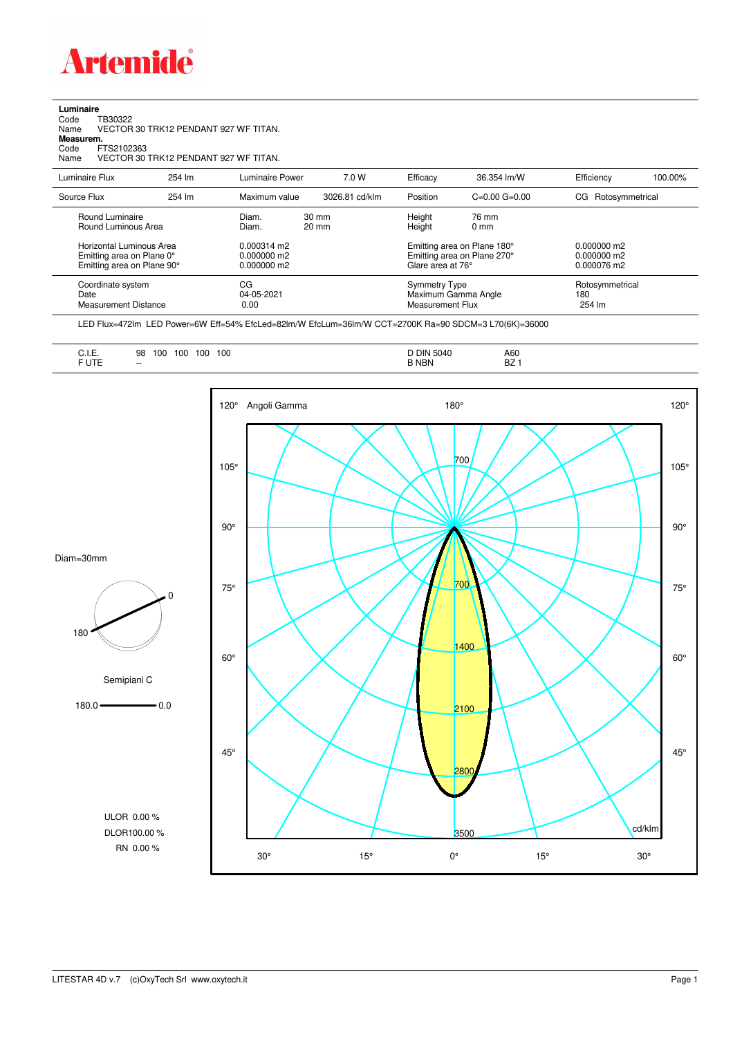**Artemide**

**Luminaire**

Code TB30322

Name VECTOR 30 TRK12 PENDANT 927 WF TITAN.

**Measurem.**

Code FTS2102363

Name VECTOR 30 TRK12 PENDANT 927 WF TITAN.

| Luminaire Flux | 254 lm | Luminaire Power | 7.0 W | Efficacy | 36.354 lm/W | Efficiency | 100.00% |
|---|---|---|---|---|---|---|---|
| Source Flux | 254 lm | Maximum value | 3026.81 cd/klm | Position | C=0.00 G=0.00 | CG | Rotosymmetrical |

| | | | | |
|---|---|---|---|---|
| Round Luminaire | Diam. 30 mm | Height 76 mm | | |
| Round Luminous Area | Diam. 20 mm | Height 0 mm | | |
| Horizontal Luminous Area | 0.000314 m2 | Emitting area on Plane 180° | 0.000000 m2 | |
| Emitting area on Plane 0° | 0.000000 m2 | Emitting area on Plane 270° | 0.000000 m2 | |
| Emitting area on Plane 90° | 0.000000 m2 | Glare area at 76° | 0.000076 m2 | |
| Coordinate system | CG | Symmetry Type | Rotosymmetrical | |
| Date | 04-05-2021 | Maximum Gamma Angle | 180 | |
| Measurement Distance | 0.00 | Measurement Flux | 254 lm | |

LED Flux=472lm LED Power=6W Eff=54% EfcLed=82lm/W EfcLum=36lm/W CCT=2700K Ra=90 SDCM=3 L70(6K)=36000

| | | | |
|---|---|---|---|
| C.I.E. | 98 100 100 100 100 | D DIN 5040 | A60 |
| F UTE | -- | B NBN | BZ 1 |

Diam=30mm

Semipiani C

180.0 — 0.0

ULOR 0.00 %

DLOR100.00 %

RN 0.00 %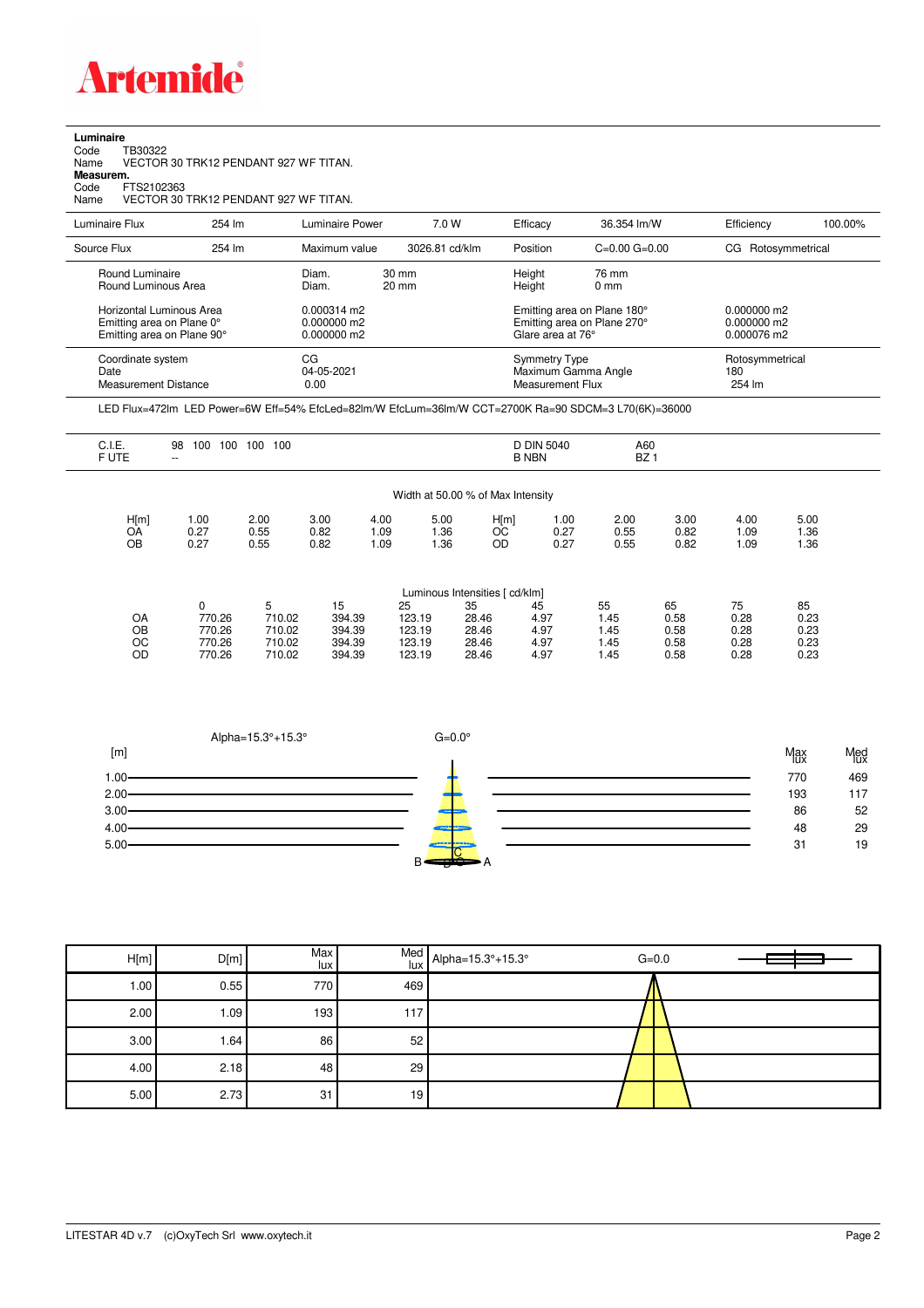Artemide

**Luminaire**
Code TB30322
Name VECTOR 30 TRK12 PENDANT 927 WF TITAN.
**Measurem.**
Code FTS2102363
Name VECTOR 30 TRK12 PENDANT 927 WF TITAN.

| | | | | | | | |
|---|---|---|---|---|---|---|---|
| Luminaire Flux | 254 lm | Luminaire Power | 7.0 W | Efficacy | 36.354 lm/W | Efficiency | 100.00% |
| Source Flux | 254 lm | Maximum value | 3026.81 cd/klm | Position | C=0.00 G=0.00 | CG | Rotosymmetrical |

| | | | | | |
|---|---|---|---|---|---|
| Round Luminaire | Diam. | 30 mm | Height | 76 mm | |
| Round Luminous Area | Diam. | 20 mm | Height | 0 mm | |
| Horizontal Luminous Area | 0.000314 m2 | | Emitting area on Plane 180° | | 0.000000 m2 |
| Emitting area on Plane 0° | 0.000000 m2 | | Emitting area on Plane 270° | | 0.000000 m2 |
| Emitting area on Plane 90° | 0.000000 m2 | | Glare area at 76° | | 0.000076 m2 |

| | | | |
|---|---|---|---|
| Coordinate system | CG | Symmetry Type | Rotosymmetrical |
| Date | 04-05-2021 | Maximum Gamma Angle | 180 |
| Measurement Distance | 0.00 | Measurement Flux | 254 lm |

LED Flux=472lm LED Power=6W Eff=54% EfcLed=82lm/W EfcLum=36lm/W CCT=2700K Ra=90 SDCM=3 L70(6K)=36000

| | | | |
|---|---|---|---|
| C.I.E. | 98 100 100 100 100 | D DIN 5040 | A60 |
| F UTE | -- | B NBN | BZ 1 |

Width at 50.00 % of Max Intensity

| H[m] | 1.00 | 2.00 | 3.00 | 4.00 | 5.00 | H[m] | 1.00 | 2.00 | 3.00 | 4.00 | 5.00 |
|---|---|---|---|---|---|---|---|---|---|---|---|
| OA | 0.27 | 0.55 | 0.82 | 1.09 | 1.36 | OC | 0.27 | 0.55 | 0.82 | 1.09 | 1.36 |
| OB | 0.27 | 0.55 | 0.82 | 1.09 | 1.36 | OD | 0.27 | 0.55 | 0.82 | 1.09 | 1.36 |

Luminous Intensities [ cd/klm]

| | 0 | 5 | 15 | 25 | 35 | 45 | 55 | 65 | 75 | 85 |
|---|---|---|---|---|---|---|---|---|---|---|
| OA | 770.26 | 710.02 | 394.39 | 123.19 | 28.46 | 4.97 | 1.45 | 0.58 | 0.28 | 0.23 |
| OB | 770.26 | 710.02 | 394.39 | 123.19 | 28.46 | 4.97 | 1.45 | 0.58 | 0.28 | 0.23 |
| OC | 770.26 | 710.02 | 394.39 | 123.19 | 28.46 | 4.97 | 1.45 | 0.58 | 0.28 | 0.23 |
| OD | 770.26 | 710.02 | 394.39 | 123.19 | 28.46 | 4.97 | 1.45 | 0.58 | 0.28 | 0.23 |

Alpha=15.3°+15.3°
G=0.0°
[m]
1.00
2.00
3.00
4.00
5.00
B D C A
Max lux
770
193
86
48
31
Med lux
469
117
52
29
19

| H[m] | D[m] | Max lux | Med lux | Alpha=15.3°+15.3° G=0.0 |
|---|---|---|---|---|
| 1.00 | 0.55 | 770 | 469 | |
| 2.00 | 1.09 | 193 | 117 | |
| 3.00 | 1.64 | 86 | 52 | |
| 4.00 | 2.18 | 48 | 29 | |
| 5.00 | 2.73 | 31 | 19 | |

LITESTAR 4D v.7 (c)OxyTech Srl www.oxytech.it